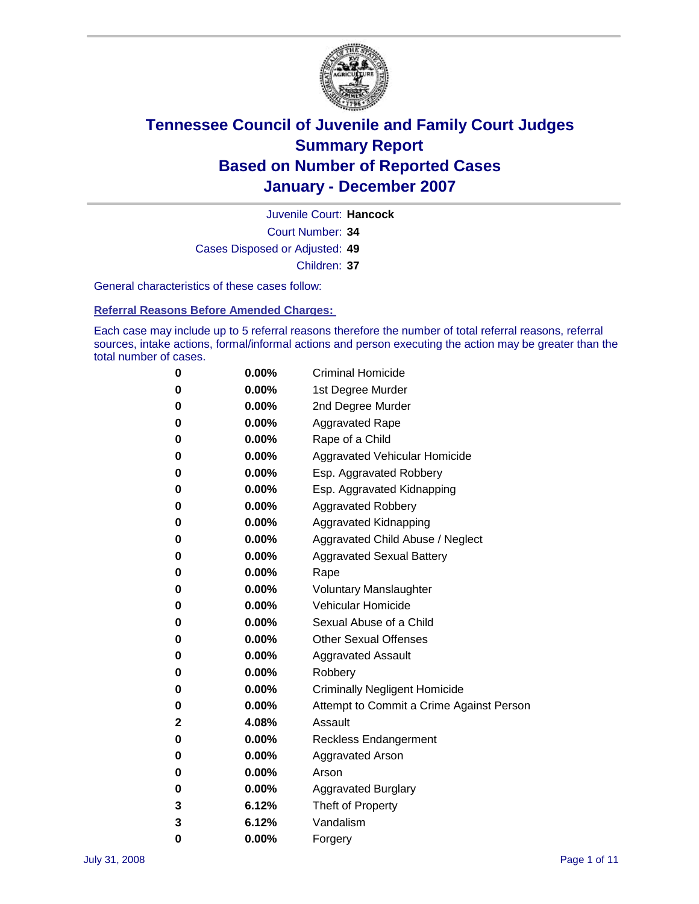# Tennessee Council of Juvenile and Family Court Judges
## Summary Report
## Based on Number of Reported Cases
## January - December 2007

Juvenile Court: **Hancock**

Court Number: **34**

Cases Disposed or Adjusted: **49**

Children: **37**

General characteristics of these cases follow:

### Referral Reasons Before Amended Charges:

Each case may include up to 5 referral reasons therefore the number of total referral reasons, referral sources, intake actions, formal/informal actions and person executing the action may be greater than the total number of cases.

| Count | Percent | Referral Reason |
|---|---|---|
| 0 | 0.00% | Criminal Homicide |
| 0 | 0.00% | 1st Degree Murder |
| 0 | 0.00% | 2nd Degree Murder |
| 0 | 0.00% | Aggravated Rape |
| 0 | 0.00% | Rape of a Child |
| 0 | 0.00% | Aggravated Vehicular Homicide |
| 0 | 0.00% | Esp. Aggravated Robbery |
| 0 | 0.00% | Esp. Aggravated Kidnapping |
| 0 | 0.00% | Aggravated Robbery |
| 0 | 0.00% | Aggravated Kidnapping |
| 0 | 0.00% | Aggravated Child Abuse / Neglect |
| 0 | 0.00% | Aggravated Sexual Battery |
| 0 | 0.00% | Rape |
| 0 | 0.00% | Voluntary Manslaughter |
| 0 | 0.00% | Vehicular Homicide |
| 0 | 0.00% | Sexual Abuse of a Child |
| 0 | 0.00% | Other Sexual Offenses |
| 0 | 0.00% | Aggravated Assault |
| 0 | 0.00% | Robbery |
| 0 | 0.00% | Criminally Negligent Homicide |
| 0 | 0.00% | Attempt to Commit a Crime Against Person |
| 2 | 4.08% | Assault |
| 0 | 0.00% | Reckless Endangerment |
| 0 | 0.00% | Aggravated Arson |
| 0 | 0.00% | Arson |
| 0 | 0.00% | Aggravated Burglary |
| 3 | 6.12% | Theft of Property |
| 3 | 6.12% | Vandalism |
| 0 | 0.00% | Forgery |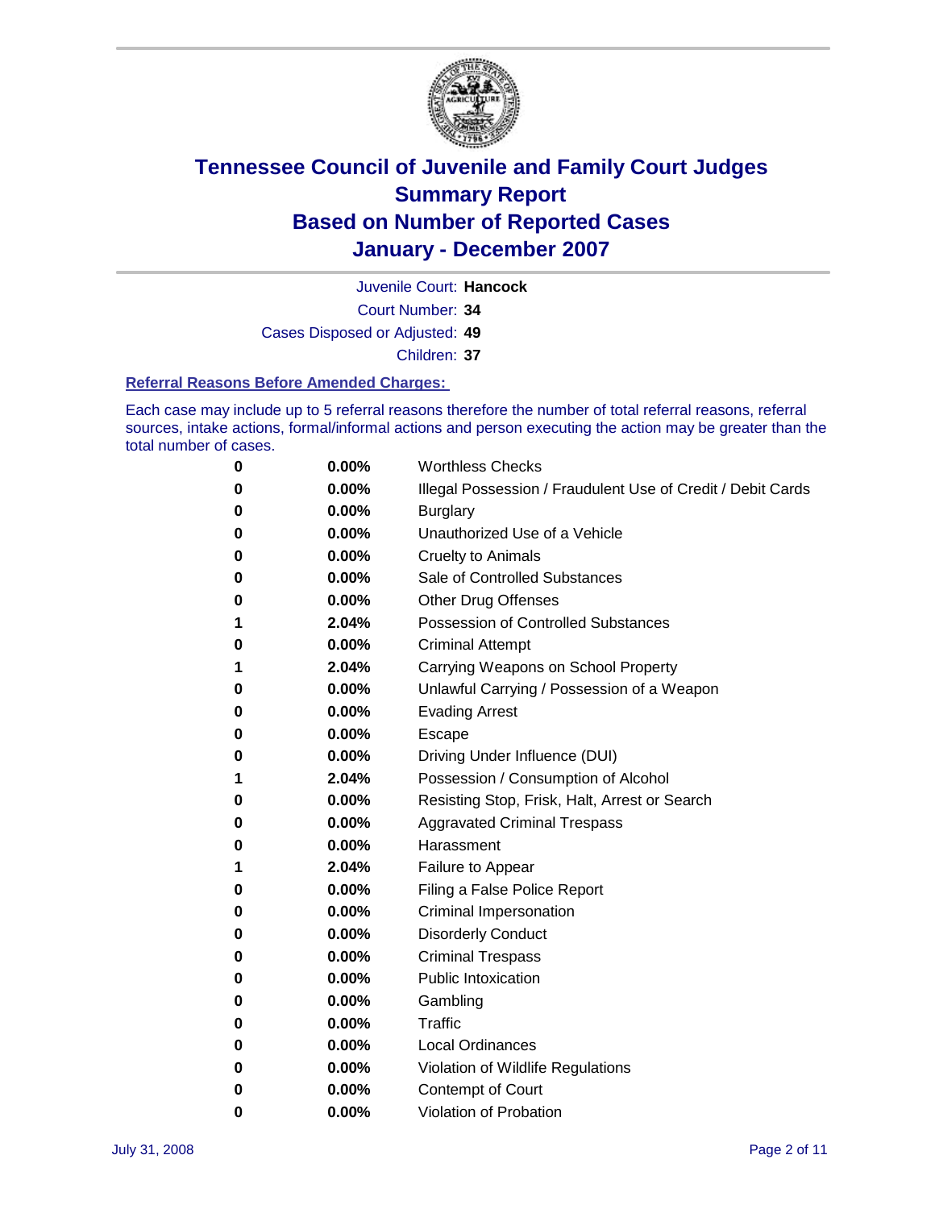# Tennessee Council of Juvenile and Family Court Judges
## Summary Report
## Based on Number of Reported Cases
## January - December 2007

Juvenile Court: **Hancock**

Court Number: **34**

Cases Disposed or Adjusted: **49**

Children: **37**

### Referral Reasons Before Amended Charges:

Each case may include up to 5 referral reasons therefore the number of total referral reasons, referral sources, intake actions, formal/informal actions and person executing the action may be greater than the total number of cases.

| Count | Percent | Referral Reason |
|---|---|---|
| 0 | 0.00% | Worthless Checks |
| 0 | 0.00% | Illegal Possession / Fraudulent Use of Credit / Debit Cards |
| 0 | 0.00% | Burglary |
| 0 | 0.00% | Unauthorized Use of a Vehicle |
| 0 | 0.00% | Cruelty to Animals |
| 0 | 0.00% | Sale of Controlled Substances |
| 0 | 0.00% | Other Drug Offenses |
| 1 | 2.04% | Possession of Controlled Substances |
| 0 | 0.00% | Criminal Attempt |
| 1 | 2.04% | Carrying Weapons on School Property |
| 0 | 0.00% | Unlawful Carrying / Possession of a Weapon |
| 0 | 0.00% | Evading Arrest |
| 0 | 0.00% | Escape |
| 0 | 0.00% | Driving Under Influence (DUI) |
| 1 | 2.04% | Possession / Consumption of Alcohol |
| 0 | 0.00% | Resisting Stop, Frisk, Halt, Arrest or Search |
| 0 | 0.00% | Aggravated Criminal Trespass |
| 0 | 0.00% | Harassment |
| 1 | 2.04% | Failure to Appear |
| 0 | 0.00% | Filing a False Police Report |
| 0 | 0.00% | Criminal Impersonation |
| 0 | 0.00% | Disorderly Conduct |
| 0 | 0.00% | Criminal Trespass |
| 0 | 0.00% | Public Intoxication |
| 0 | 0.00% | Gambling |
| 0 | 0.00% | Traffic |
| 0 | 0.00% | Local Ordinances |
| 0 | 0.00% | Violation of Wildlife Regulations |
| 0 | 0.00% | Contempt of Court |
| 0 | 0.00% | Violation of Probation |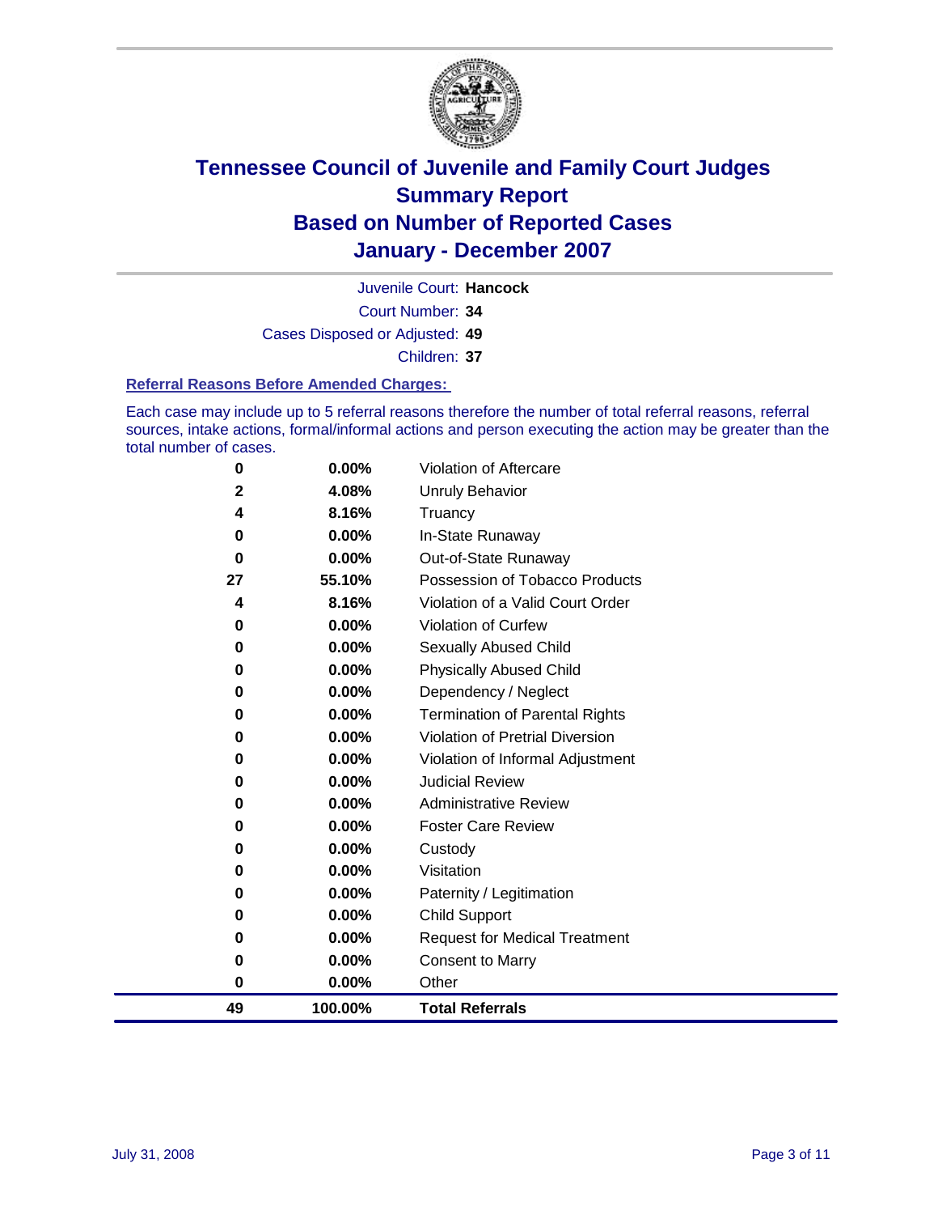# Tennessee Council of Juvenile and Family Court Judges
## Summary Report
## Based on Number of Reported Cases
## January - December 2007

Juvenile Court: **Hancock**

Court Number: **34**

Cases Disposed or Adjusted: **49**

Children: **37**

### Referral Reasons Before Amended Charges:

Each case may include up to 5 referral reasons therefore the number of total referral reasons, referral sources, intake actions, formal/informal actions and person executing the action may be greater than the total number of cases.

| Count | Percent | Referral Reason |
|---|---|---|
| 0 | 0.00% | Violation of Aftercare |
| 2 | 4.08% | Unruly Behavior |
| 4 | 8.16% | Truancy |
| 0 | 0.00% | In-State Runaway |
| 0 | 0.00% | Out-of-State Runaway |
| 27 | 55.10% | Possession of Tobacco Products |
| 4 | 8.16% | Violation of a Valid Court Order |
| 0 | 0.00% | Violation of Curfew |
| 0 | 0.00% | Sexually Abused Child |
| 0 | 0.00% | Physically Abused Child |
| 0 | 0.00% | Dependency / Neglect |
| 0 | 0.00% | Termination of Parental Rights |
| 0 | 0.00% | Violation of Pretrial Diversion |
| 0 | 0.00% | Violation of Informal Adjustment |
| 0 | 0.00% | Judicial Review |
| 0 | 0.00% | Administrative Review |
| 0 | 0.00% | Foster Care Review |
| 0 | 0.00% | Custody |
| 0 | 0.00% | Visitation |
| 0 | 0.00% | Paternity / Legitimation |
| 0 | 0.00% | Child Support |
| 0 | 0.00% | Request for Medical Treatment |
| 0 | 0.00% | Consent to Marry |
| 0 | 0.00% | Other |
| **49** | **100.00%** | **Total Referrals** |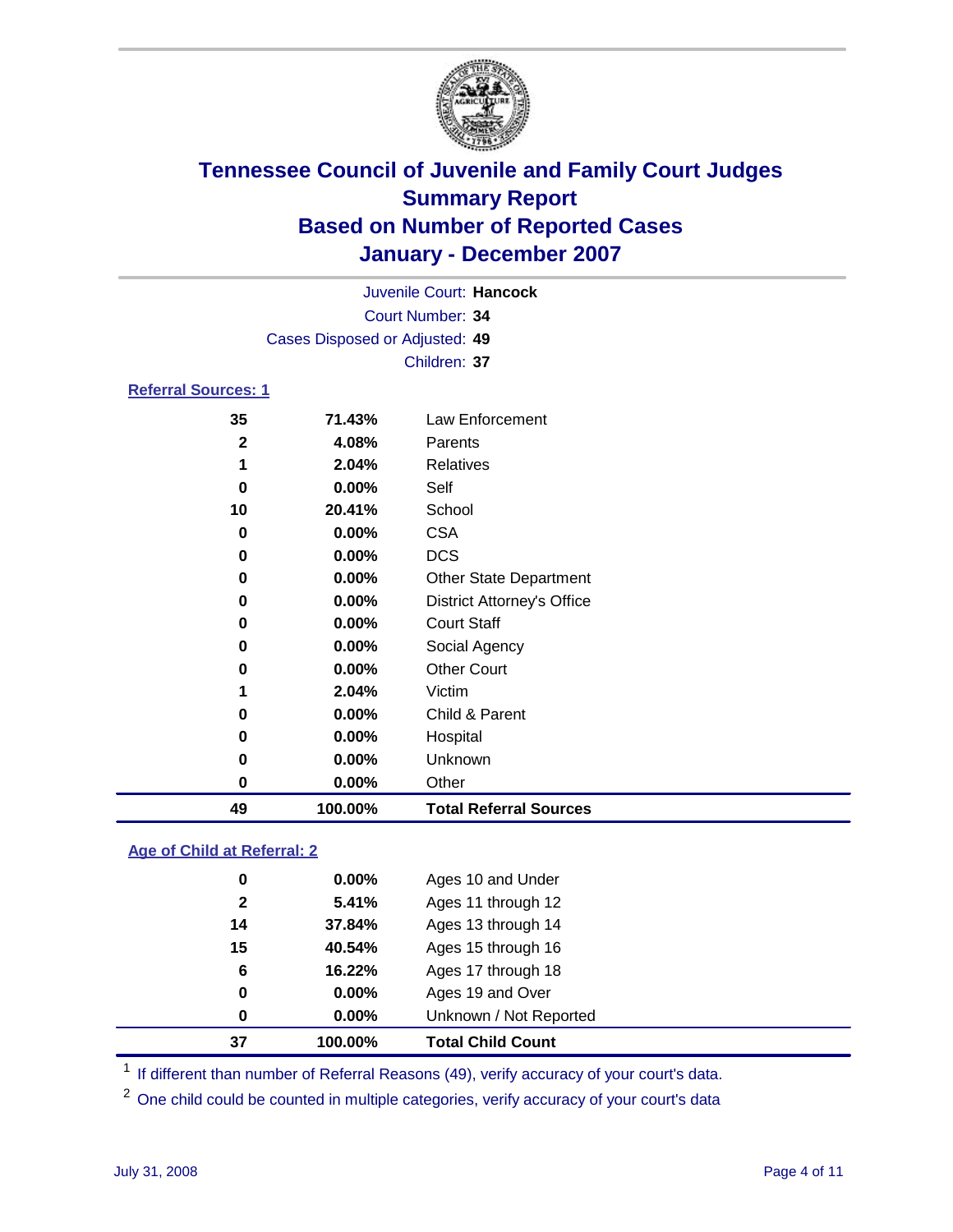# Tennessee Council of Juvenile and Family Court Judges
## Summary Report
## Based on Number of Reported Cases
## January - December 2007

Juvenile Court: **Hancock**

Court Number: **34**

Cases Disposed or Adjusted: **49**

Children: **37**

### Referral Sources: 1

| Count | Percent | Source |
|---|---|---|
| 35 | 71.43% | Law Enforcement |
| 2 | 4.08% | Parents |
| 1 | 2.04% | Relatives |
| 0 | 0.00% | Self |
| 10 | 20.41% | School |
| 0 | 0.00% | CSA |
| 0 | 0.00% | DCS |
| 0 | 0.00% | Other State Department |
| 0 | 0.00% | District Attorney's Office |
| 0 | 0.00% | Court Staff |
| 0 | 0.00% | Social Agency |
| 0 | 0.00% | Other Court |
| 1 | 2.04% | Victim |
| 0 | 0.00% | Child & Parent |
| 0 | 0.00% | Hospital |
| 0 | 0.00% | Unknown |
| 0 | 0.00% | Other |
| **49** | **100.00%** | **Total Referral Sources** |

### Age of Child at Referral: 2

| Count | Percent | Age |
|---|---|---|
| 0 | 0.00% | Ages 10 and Under |
| 2 | 5.41% | Ages 11 through 12 |
| 14 | 37.84% | Ages 13 through 14 |
| 15 | 40.54% | Ages 15 through 16 |
| 6 | 16.22% | Ages 17 through 18 |
| 0 | 0.00% | Ages 19 and Over |
| 0 | 0.00% | Unknown / Not Reported |
| **37** | **100.00%** | **Total Child Count** |

[1] If different than number of Referral Reasons (49), verify accuracy of your court's data.

[2] One child could be counted in multiple categories, verify accuracy of your court's data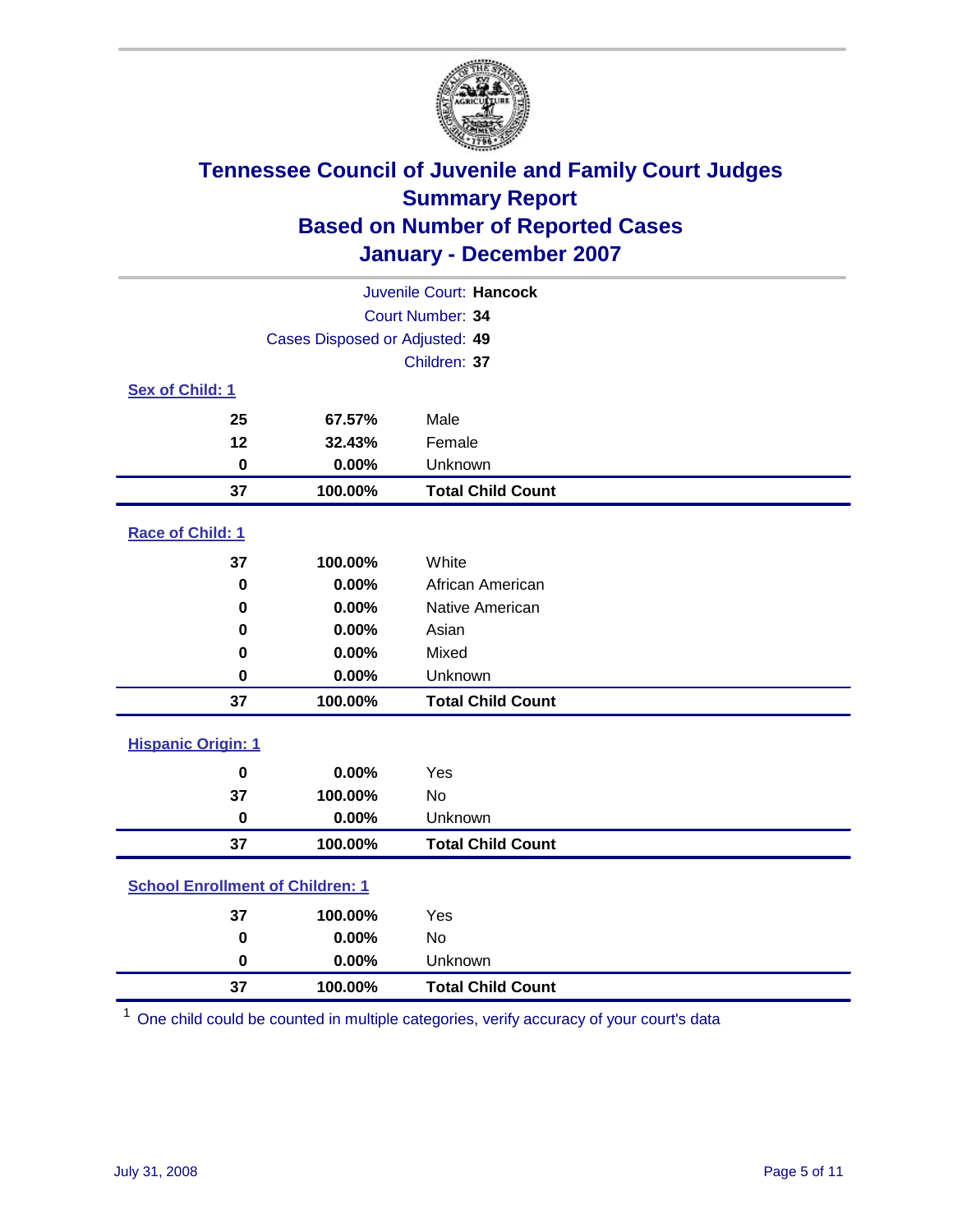# Tennessee Council of Juvenile and Family Court Judges
## Summary Report
## Based on Number of Reported Cases
## January - December 2007

Juvenile Court: **Hancock**
Court Number: **34**
Cases Disposed or Adjusted: **49**
Children: **37**

### Sex of Child: 1

| | | |
|---|---|---|
| **25** | **67.57%** | Male |
| **12** | **32.43%** | Female |
| **0** | **0.00%** | Unknown |
| **37** | **100.00%** | **Total Child Count** |

### Race of Child: 1

| | | |
|---|---|---|
| **37** | **100.00%** | White |
| **0** | **0.00%** | African American |
| **0** | **0.00%** | Native American |
| **0** | **0.00%** | Asian |
| **0** | **0.00%** | Mixed |
| **0** | **0.00%** | Unknown |
| **37** | **100.00%** | **Total Child Count** |

### Hispanic Origin: 1

| | | |
|---|---|---|
| **0** | **0.00%** | Yes |
| **37** | **100.00%** | No |
| **0** | **0.00%** | Unknown |
| **37** | **100.00%** | **Total Child Count** |

### School Enrollment of Children: 1

| | | |
|---|---|---|
| **37** | **100.00%** | Yes |
| **0** | **0.00%** | No |
| **0** | **0.00%** | Unknown |
| **37** | **100.00%** | **Total Child Count** |

[1] One child could be counted in multiple categories, verify accuracy of your court's data

July 31, 2008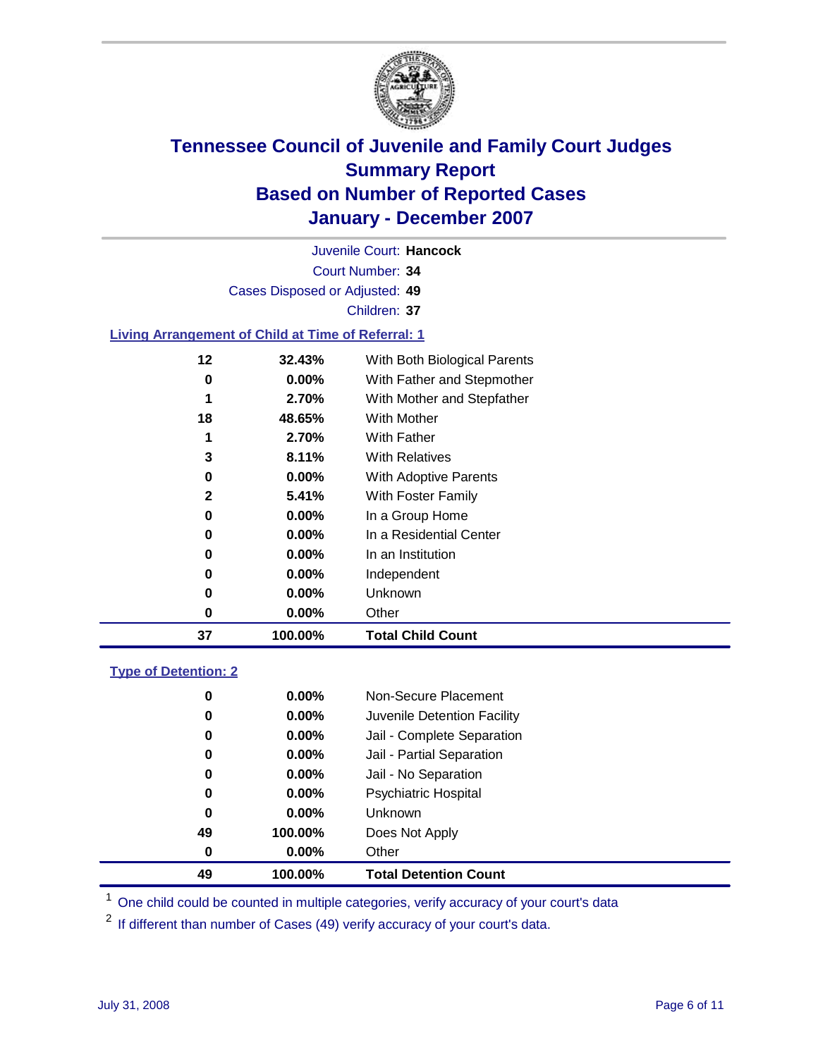# Tennessee Council of Juvenile and Family Court Judges
## Summary Report
## Based on Number of Reported Cases
## January - December 2007

Juvenile Court: **Hancock**

Court Number: **34**

Cases Disposed or Adjusted: **49**

Children: **37**

### Living Arrangement of Child at Time of Referral: 1

| Count | Percent | Living Arrangement |
|---|---|---|
| 12 | 32.43% | With Both Biological Parents |
| 0 | 0.00% | With Father and Stepmother |
| 1 | 2.70% | With Mother and Stepfather |
| 18 | 48.65% | With Mother |
| 1 | 2.70% | With Father |
| 3 | 8.11% | With Relatives |
| 0 | 0.00% | With Adoptive Parents |
| 2 | 5.41% | With Foster Family |
| 0 | 0.00% | In a Group Home |
| 0 | 0.00% | In a Residential Center |
| 0 | 0.00% | In an Institution |
| 0 | 0.00% | Independent |
| 0 | 0.00% | Unknown |
| 0 | 0.00% | Other |
| **37** | **100.00%** | **Total Child Count** |

### Type of Detention: 2

| Count | Percent | Type of Detention |
|---|---|---|
| 0 | 0.00% | Non-Secure Placement |
| 0 | 0.00% | Juvenile Detention Facility |
| 0 | 0.00% | Jail - Complete Separation |
| 0 | 0.00% | Jail - Partial Separation |
| 0 | 0.00% | Jail - No Separation |
| 0 | 0.00% | Psychiatric Hospital |
| 0 | 0.00% | Unknown |
| 49 | 100.00% | Does Not Apply |
| 0 | 0.00% | Other |
| **49** | **100.00%** | **Total Detention Count** |

[1] One child could be counted in multiple categories, verify accuracy of your court's data

[2] If different than number of Cases (49) verify accuracy of your court's data.

July 31, 2008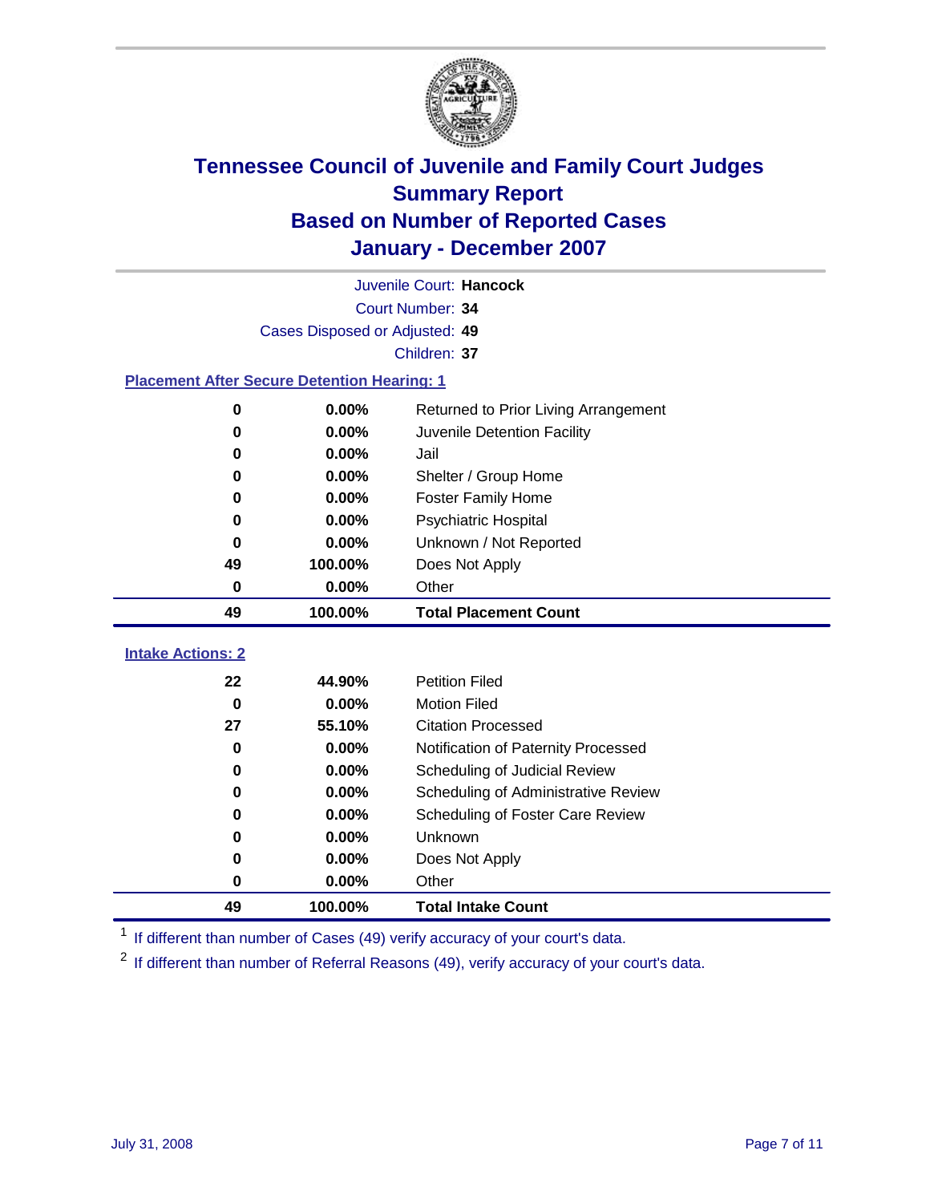# Tennessee Council of Juvenile and Family Court Judges
## Summary Report
## Based on Number of Reported Cases
## January - December 2007

Juvenile Court: **Hancock**
Court Number: **34**
Cases Disposed or Adjusted: **49**
Children: **37**

### Placement After Secure Detention Hearing: 1

| Count | Percent | Placement |
|---|---|---|
| 0 | 0.00% | Returned to Prior Living Arrangement |
| 0 | 0.00% | Juvenile Detention Facility |
| 0 | 0.00% | Jail |
| 0 | 0.00% | Shelter / Group Home |
| 0 | 0.00% | Foster Family Home |
| 0 | 0.00% | Psychiatric Hospital |
| 0 | 0.00% | Unknown / Not Reported |
| 49 | 100.00% | Does Not Apply |
| 0 | 0.00% | Other |
| **49** | **100.00%** | **Total Placement Count** |

### Intake Actions: 2

| Count | Percent | Intake Action |
|---|---|---|
| 22 | 44.90% | Petition Filed |
| 0 | 0.00% | Motion Filed |
| 27 | 55.10% | Citation Processed |
| 0 | 0.00% | Notification of Paternity Processed |
| 0 | 0.00% | Scheduling of Judicial Review |
| 0 | 0.00% | Scheduling of Administrative Review |
| 0 | 0.00% | Scheduling of Foster Care Review |
| 0 | 0.00% | Unknown |
| 0 | 0.00% | Does Not Apply |
| 0 | 0.00% | Other |
| **49** | **100.00%** | **Total Intake Count** |

[1] If different than number of Cases (49) verify accuracy of your court's data.

[2] If different than number of Referral Reasons (49), verify accuracy of your court's data.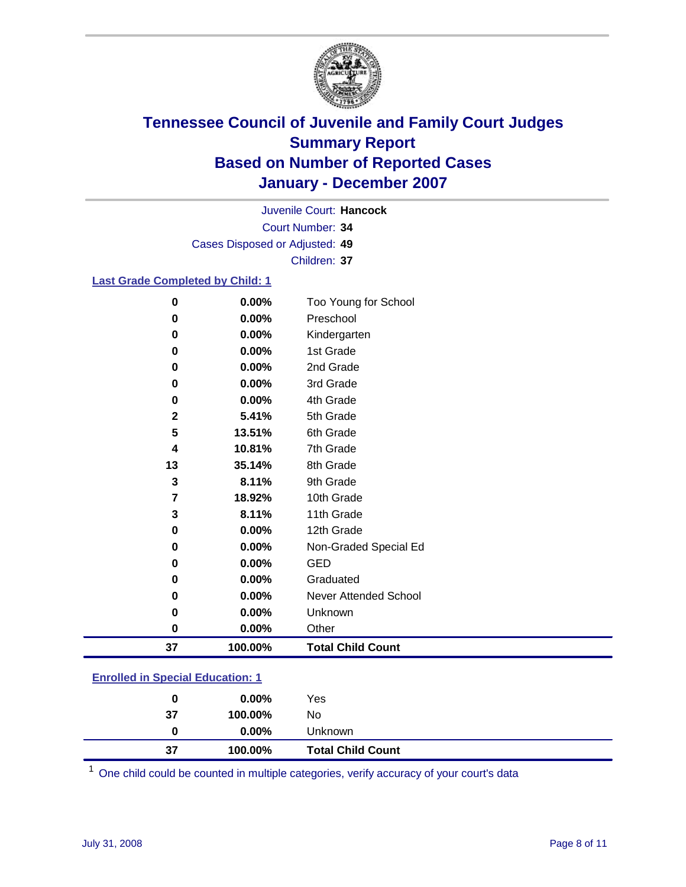# Tennessee Council of Juvenile and Family Court Judges
## Summary Report
## Based on Number of Reported Cases
## January - December 2007

Juvenile Court: **Hancock**
Court Number: **34**
Cases Disposed or Adjusted: **49**
Children: **37**

### Last Grade Completed by Child: 1

| Count | Percent | Category |
|---|---|---|
| 0 | 0.00% | Too Young for School |
| 0 | 0.00% | Preschool |
| 0 | 0.00% | Kindergarten |
| 0 | 0.00% | 1st Grade |
| 0 | 0.00% | 2nd Grade |
| 0 | 0.00% | 3rd Grade |
| 0 | 0.00% | 4th Grade |
| 2 | 5.41% | 5th Grade |
| 5 | 13.51% | 6th Grade |
| 4 | 10.81% | 7th Grade |
| 13 | 35.14% | 8th Grade |
| 3 | 8.11% | 9th Grade |
| 7 | 18.92% | 10th Grade |
| 3 | 8.11% | 11th Grade |
| 0 | 0.00% | 12th Grade |
| 0 | 0.00% | Non-Graded Special Ed |
| 0 | 0.00% | GED |
| 0 | 0.00% | Graduated |
| 0 | 0.00% | Never Attended School |
| 0 | 0.00% | Unknown |
| 0 | 0.00% | Other |
| **37** | **100.00%** | **Total Child Count** |

### Enrolled in Special Education: 1

| Count | Percent | Category |
|---|---|---|
| 0 | 0.00% | Yes |
| 37 | 100.00% | No |
| 0 | 0.00% | Unknown |
| **37** | **100.00%** | **Total Child Count** |

[1] One child could be counted in multiple categories, verify accuracy of your court's data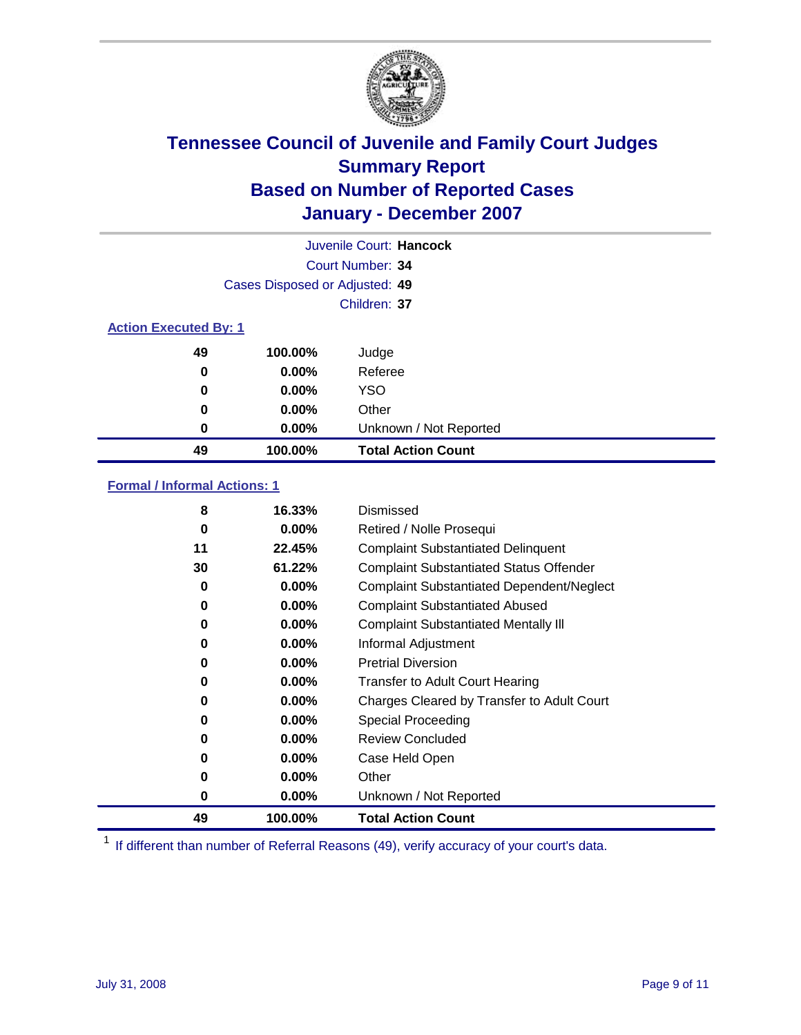# Tennessee Council of Juvenile and Family Court Judges
## Summary Report
## Based on Number of Reported Cases
## January - December 2007

Juvenile Court: **Hancock**

Court Number: **34**

Cases Disposed or Adjusted: **49**

Children: **37**

### Action Executed By: 1

| Count | Percent | Action |
|---|---|---|
| 49 | 100.00% | Judge |
| 0 | 0.00% | Referee |
| 0 | 0.00% | YSO |
| 0 | 0.00% | Other |
| 0 | 0.00% | Unknown / Not Reported |
| **49** | **100.00%** | **Total Action Count** |

### Formal / Informal Actions: 1

| Count | Percent | Action |
|---|---|---|
| 8 | 16.33% | Dismissed |
| 0 | 0.00% | Retired / Nolle Prosequi |
| 11 | 22.45% | Complaint Substantiated Delinquent |
| 30 | 61.22% | Complaint Substantiated Status Offender |
| 0 | 0.00% | Complaint Substantiated Dependent/Neglect |
| 0 | 0.00% | Complaint Substantiated Abused |
| 0 | 0.00% | Complaint Substantiated Mentally Ill |
| 0 | 0.00% | Informal Adjustment |
| 0 | 0.00% | Pretrial Diversion |
| 0 | 0.00% | Transfer to Adult Court Hearing |
| 0 | 0.00% | Charges Cleared by Transfer to Adult Court |
| 0 | 0.00% | Special Proceeding |
| 0 | 0.00% | Review Concluded |
| 0 | 0.00% | Case Held Open |
| 0 | 0.00% | Other |
| 0 | 0.00% | Unknown / Not Reported |
| **49** | **100.00%** | **Total Action Count** |

[1] If different than number of Referral Reasons (49), verify accuracy of your court's data.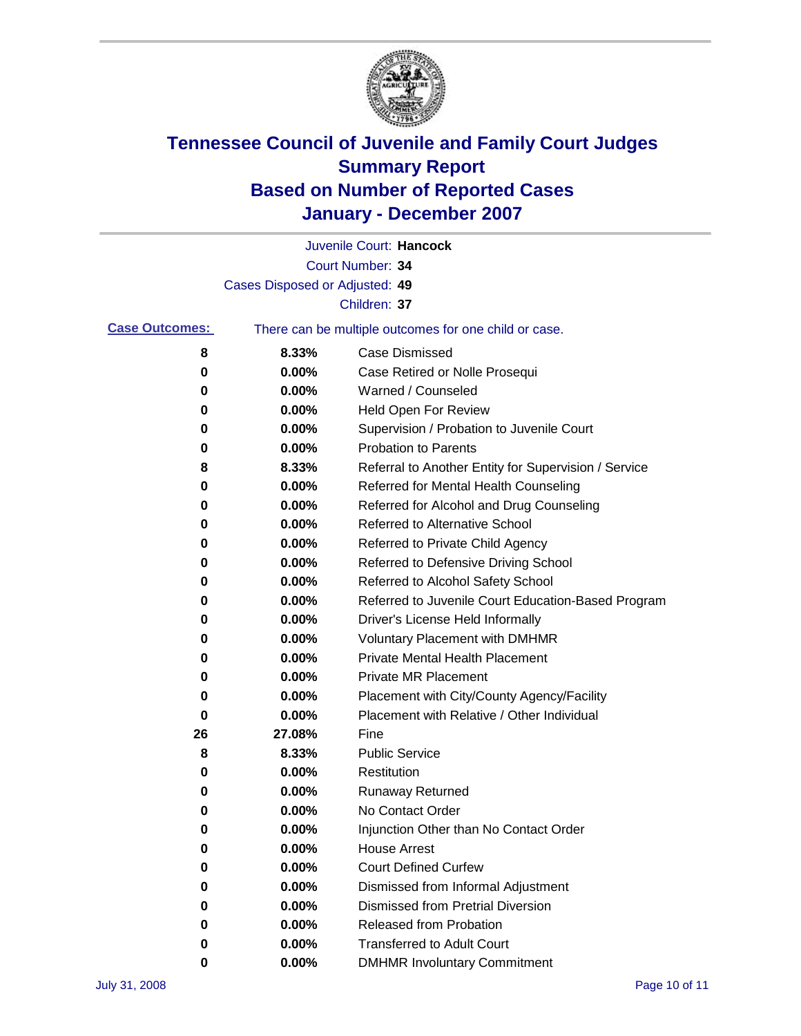# Tennessee Council of Juvenile and Family Court Judges
## Summary Report
## Based on Number of Reported Cases
## January - December 2007

Juvenile Court: **Hancock**
Court Number: **34**
Cases Disposed or Adjusted: **49**
Children: **37**

**Case Outcomes:** There can be multiple outcomes for one child or case.

| Count | Percent | Outcome |
|---|---|---|
| 8 | 8.33% | Case Dismissed |
| 0 | 0.00% | Case Retired or Nolle Prosequi |
| 0 | 0.00% | Warned / Counseled |
| 0 | 0.00% | Held Open For Review |
| 0 | 0.00% | Supervision / Probation to Juvenile Court |
| 0 | 0.00% | Probation to Parents |
| 8 | 8.33% | Referral to Another Entity for Supervision / Service |
| 0 | 0.00% | Referred for Mental Health Counseling |
| 0 | 0.00% | Referred for Alcohol and Drug Counseling |
| 0 | 0.00% | Referred to Alternative School |
| 0 | 0.00% | Referred to Private Child Agency |
| 0 | 0.00% | Referred to Defensive Driving School |
| 0 | 0.00% | Referred to Alcohol Safety School |
| 0 | 0.00% | Referred to Juvenile Court Education-Based Program |
| 0 | 0.00% | Driver's License Held Informally |
| 0 | 0.00% | Voluntary Placement with DMHMR |
| 0 | 0.00% | Private Mental Health Placement |
| 0 | 0.00% | Private MR Placement |
| 0 | 0.00% | Placement with City/County Agency/Facility |
| 0 | 0.00% | Placement with Relative / Other Individual |
| 26 | 27.08% | Fine |
| 8 | 8.33% | Public Service |
| 0 | 0.00% | Restitution |
| 0 | 0.00% | Runaway Returned |
| 0 | 0.00% | No Contact Order |
| 0 | 0.00% | Injunction Other than No Contact Order |
| 0 | 0.00% | House Arrest |
| 0 | 0.00% | Court Defined Curfew |
| 0 | 0.00% | Dismissed from Informal Adjustment |
| 0 | 0.00% | Dismissed from Pretrial Diversion |
| 0 | 0.00% | Released from Probation |
| 0 | 0.00% | Transferred to Adult Court |
| 0 | 0.00% | DMHMR Involuntary Commitment |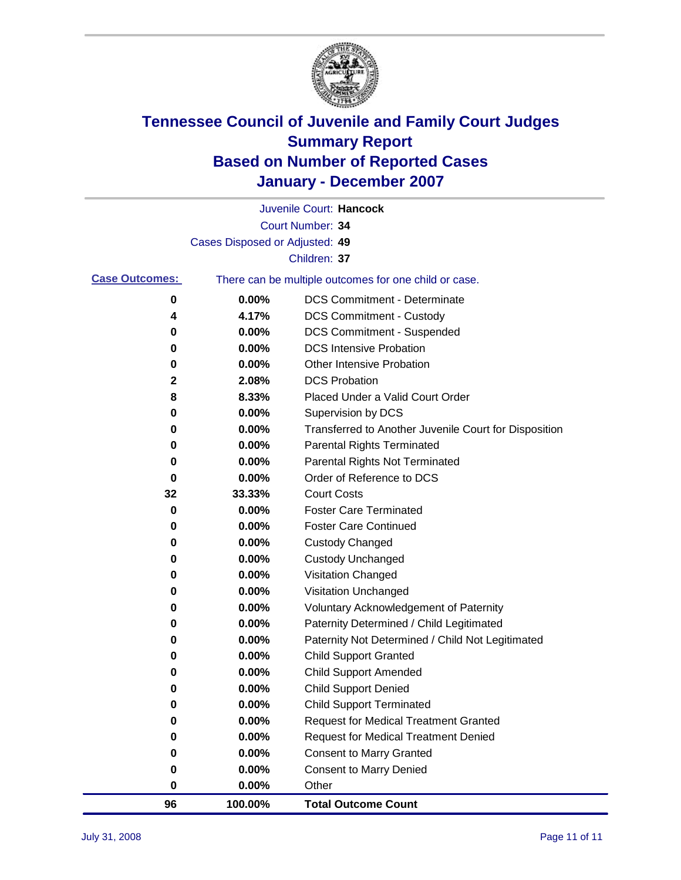# Tennessee Council of Juvenile and Family Court Judges
# Summary Report
# Based on Number of Reported Cases
# January - December 2007

Juvenile Court: **Hancock**

Court Number: **34**

Cases Disposed or Adjusted: **49**

Children: **37**

**Case Outcomes:** There can be multiple outcomes for one child or case.

| | | |
|---|---|---|
| 0 | 0.00% | DCS Commitment - Determinate |
| 4 | 4.17% | DCS Commitment - Custody |
| 0 | 0.00% | DCS Commitment - Suspended |
| 0 | 0.00% | DCS Intensive Probation |
| 0 | 0.00% | Other Intensive Probation |
| 2 | 2.08% | DCS Probation |
| 8 | 8.33% | Placed Under a Valid Court Order |
| 0 | 0.00% | Supervision by DCS |
| 0 | 0.00% | Transferred to Another Juvenile Court for Disposition |
| 0 | 0.00% | Parental Rights Terminated |
| 0 | 0.00% | Parental Rights Not Terminated |
| 0 | 0.00% | Order of Reference to DCS |
| 32 | 33.33% | Court Costs |
| 0 | 0.00% | Foster Care Terminated |
| 0 | 0.00% | Foster Care Continued |
| 0 | 0.00% | Custody Changed |
| 0 | 0.00% | Custody Unchanged |
| 0 | 0.00% | Visitation Changed |
| 0 | 0.00% | Visitation Unchanged |
| 0 | 0.00% | Voluntary Acknowledgement of Paternity |
| 0 | 0.00% | Paternity Determined / Child Legitimated |
| 0 | 0.00% | Paternity Not Determined / Child Not Legitimated |
| 0 | 0.00% | Child Support Granted |
| 0 | 0.00% | Child Support Amended |
| 0 | 0.00% | Child Support Denied |
| 0 | 0.00% | Child Support Terminated |
| 0 | 0.00% | Request for Medical Treatment Granted |
| 0 | 0.00% | Request for Medical Treatment Denied |
| 0 | 0.00% | Consent to Marry Granted |
| 0 | 0.00% | Consent to Marry Denied |
| 0 | 0.00% | Other |
| **96** | **100.00%** | **Total Outcome Count** |

July 31, 2008